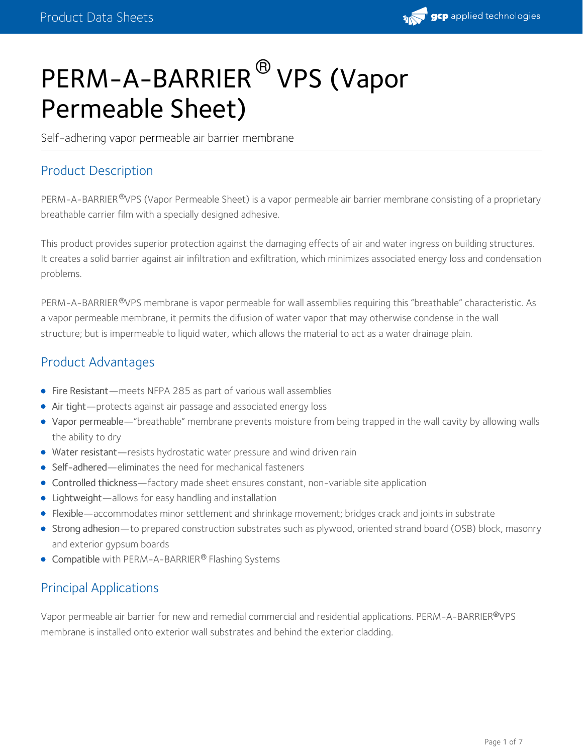# PERM-A-BARRIER® VPS (Vapor Permeable Sheet)

Self-adhering vapor permeable air barrier membrane

## Product Description

PERM-A-BARRIER®VPS (Vapor Permeable Sheet) is a vapor permeable air barrier membrane consisting of a proprietary breathable carrier film with a specially designed adhesive.

This product provides superior protection against the damaging effects of air and water ingress on building structures. It creates a solid barrier against air infiltration and exfiltration, which minimizes associated energy loss and condensation problems.

PERM-A-BARRIER®VPS membrane is vapor permeable for wall assemblies requiring this "breathable" characteristic. As a vapor permeable membrane, it permits the difusion of water vapor that may otherwise condense in the wall structure; but is impermeable to liquid water, which allows the material to act as a water drainage plain.

## Product Advantages

- Fire Resistant—meets NFPA 285 as part of various wall assemblies
- Air tight—protects against air passage and associated energy loss
- Vapor permeable—"breathable" membrane prevents moisture from being trapped in the wall cavity by allowing walls the ability to dry
- Water resistant—resists hydrostatic water pressure and wind driven rain
- Self-adhered—eliminates the need for mechanical fasteners
- Controlled thickness—factory made sheet ensures constant, non-variable site application
- Lightweight—allows for easy handling and installation
- Flexible—accommodates minor settlement and shrinkage movement; bridges crack and joints in substrate
- Strong adhesion—to prepared construction substrates such as plywood, oriented strand board (OSB) block, masonry and exterior gypsum boards
- Compatible with PERM-A-BARRIER® Flashing Systems

## Principal Applications

Vapor permeable air barrier for new and remedial commercial and residential applications. PERM-A-BARRIER®VPS membrane is installed onto exterior wall substrates and behind the exterior cladding.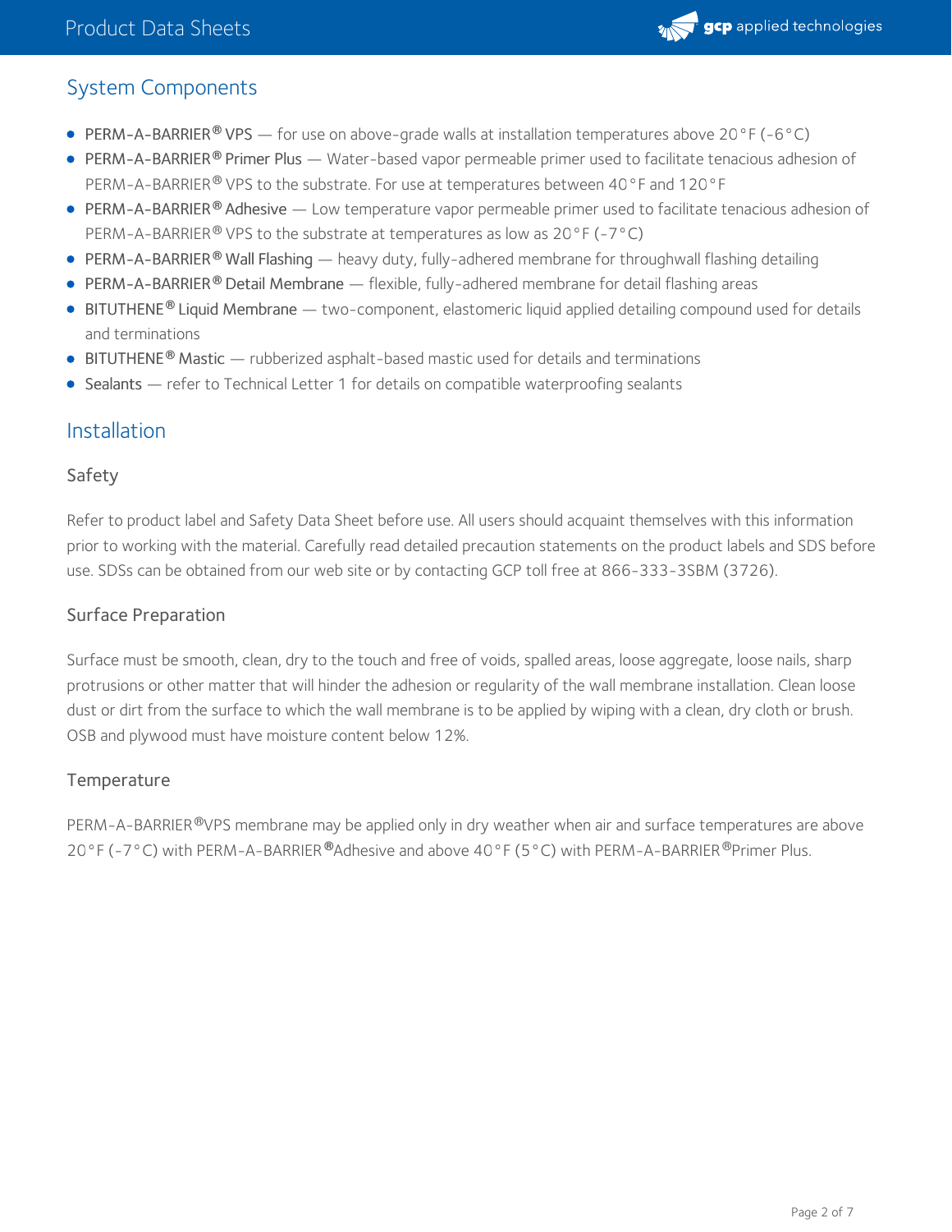## System Components

- PERM-A-BARRIER® VPS — for use on above-grade walls at installation temperatures above 20°F (-6°C)
- PERM-A-BARRIER® Primer Plus — Water-based vapor permeable primer used to facilitate tenacious adhesion of PERM-A-BARRIER® VPS to the substrate. For use at temperatures between 40°F and 120°F
- PERM-A-BARRIER® Adhesive — Low temperature vapor permeable primer used to facilitate tenacious adhesion of PERM-A-BARRIER® VPS to the substrate at temperatures as low as 20°F (-7°C)
- PERM-A-BARRIER® Wall Flashing — heavy duty, fully-adhered membrane for throughwall flashing detailing
- PERM-A-BARRIER® Detail Membrane — flexible, fully-adhered membrane for detail flashing areas
- BITUTHENE® Liquid Membrane — two-component, elastomeric liquid applied detailing compound used for details and terminations
- BITUTHENE® Mastic — rubberized asphalt-based mastic used for details and terminations
- Sealants — refer to Technical Letter 1 for details on compatible waterproofing sealants

## Installation

### Safety

Refer to product label and Safety Data Sheet before use. All users should acquaint themselves with this information prior to working with the material. Carefully read detailed precaution statements on the product labels and SDS before use. SDSs can be obtained from our web site or by contacting GCP toll free at 866-333-3SBM (3726).

### Surface Preparation

Surface must be smooth, clean, dry to the touch and free of voids, spalled areas, loose aggregate, loose nails, sharp protrusions or other matter that will hinder the adhesion or regularity of the wall membrane installation. Clean loose dust or dirt from the surface to which the wall membrane is to be applied by wiping with a clean, dry cloth or brush. OSB and plywood must have moisture content below 12%.

### Temperature

PERM-A-BARRIER®VPS membrane may be applied only in dry weather when air and surface temperatures are above 20°F (-7°C) with PERM-A-BARRIER®Adhesive and above 40°F (5°C) with PERM-A-BARRIER®Primer Plus.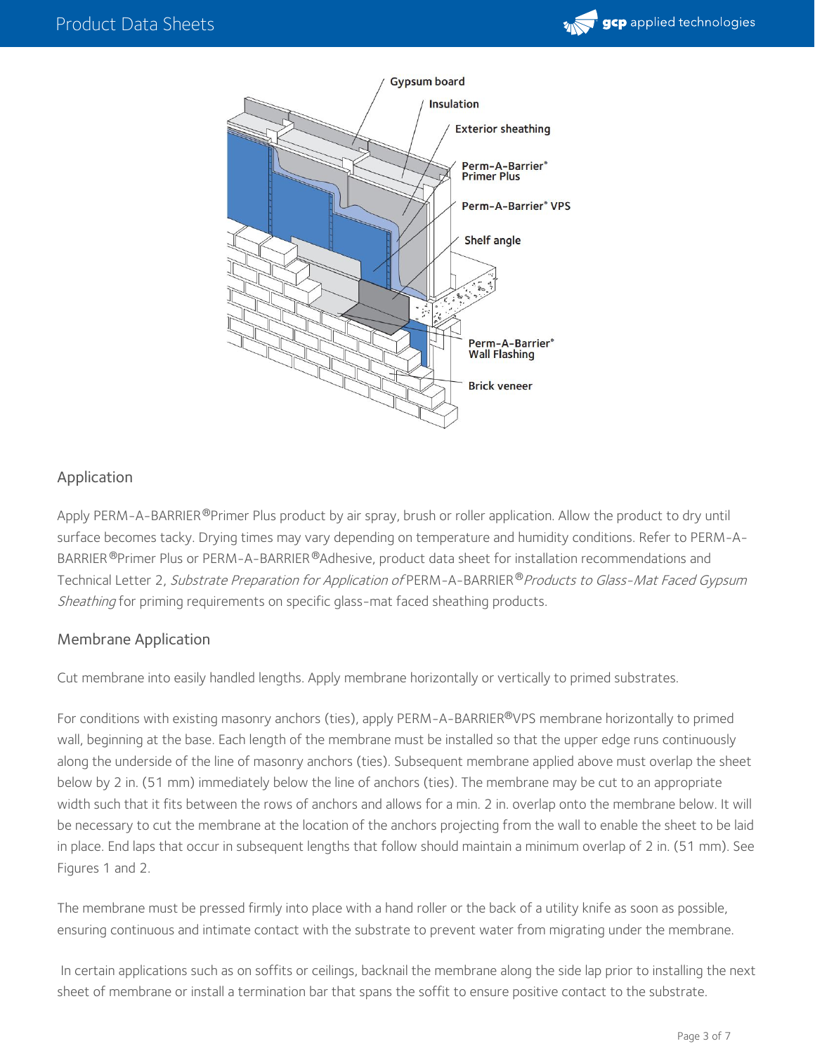## Application

Apply PERM-A-BARRIER®Primer Plus product by air spray, brush or roller application. Allow the product to dry until surface becomes tacky. Drying times may vary depending on temperature and humidity conditions. Refer to PERM-A-BARRIER®Primer Plus or PERM-A-BARRIER®Adhesive, product data sheet for installation recommendations and Technical Letter 2, *Substrate Preparation for Application of* PERM-A-BARRIER® *Products to Glass-Mat Faced Gypsum Sheathing* for priming requirements on specific glass-mat faced sheathing products.

## Membrane Application

Cut membrane into easily handled lengths. Apply membrane horizontally or vertically to primed substrates.

For conditions with existing masonry anchors (ties), apply PERM-A-BARRIER®VPS membrane horizontally to primed wall, beginning at the base. Each length of the membrane must be installed so that the upper edge runs continuously along the underside of the line of masonry anchors (ties). Subsequent membrane applied above must overlap the sheet below by 2 in. (51 mm) immediately below the line of anchors (ties). The membrane may be cut to an appropriate width such that it fits between the rows of anchors and allows for a min. 2 in. overlap onto the membrane below. It will be necessary to cut the membrane at the location of the anchors projecting from the wall to enable the sheet to be laid in place. End laps that occur in subsequent lengths that follow should maintain a minimum overlap of 2 in. (51 mm). See Figures 1 and 2.

The membrane must be pressed firmly into place with a hand roller or the back of a utility knife as soon as possible, ensuring continuous and intimate contact with the substrate to prevent water from migrating under the membrane.

In certain applications such as on soffits or ceilings, backnail the membrane along the side lap prior to installing the next sheet of membrane or install a termination bar that spans the soffit to ensure positive contact to the substrate.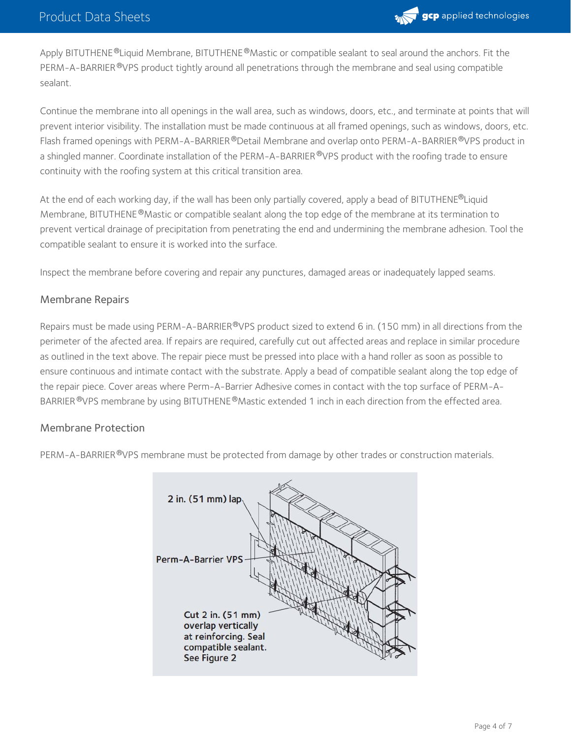Apply BITUTHENE® Liquid Membrane, BITUTHENE® Mastic or compatible sealant to seal around the anchors. Fit the PERM-A-BARRIER® VPS product tightly around all penetrations through the membrane and seal using compatible sealant.

Continue the membrane into all openings in the wall area, such as windows, doors, etc., and terminate at points that will prevent interior visibility. The installation must be made continuous at all framed openings, such as windows, doors, etc. Flash framed openings with PERM-A-BARRIER® Detail Membrane and overlap onto PERM-A-BARRIER® VPS product in a shingled manner. Coordinate installation of the PERM-A-BARRIER® VPS product with the roofing trade to ensure continuity with the roofing system at this critical transition area.

At the end of each working day, if the wall has been only partially covered, apply a bead of BITUTHENE® Liquid Membrane, BITUTHENE® Mastic or compatible sealant along the top edge of the membrane at its termination to prevent vertical drainage of precipitation from penetrating the end and undermining the membrane adhesion. Tool the compatible sealant to ensure it is worked into the surface.

Inspect the membrane before covering and repair any punctures, damaged areas or inadequately lapped seams.

## Membrane Repairs

Repairs must be made using PERM-A-BARRIER® VPS product sized to extend 6 in. (150 mm) in all directions from the perimeter of the afected area. If repairs are required, carefully cut out affected areas and replace in similar procedure as outlined in the text above. The repair piece must be pressed into place with a hand roller as soon as possible to ensure continuous and intimate contact with the substrate. Apply a bead of compatible sealant along the top edge of the repair piece. Cover areas where Perm-A-Barrier Adhesive comes in contact with the top surface of PERM-A-BARRIER® VPS membrane by using BITUTHENE® Mastic extended 1 inch in each direction from the effected area.

## Membrane Protection

PERM-A-BARRIER® VPS membrane must be protected from damage by other trades or construction materials.

2 in. (51 mm) lap

Perm-A-Barrier VPS

Cut 2 in. (51 mm) overlap vertically at reinforcing. Seal compatible sealant. See Figure 2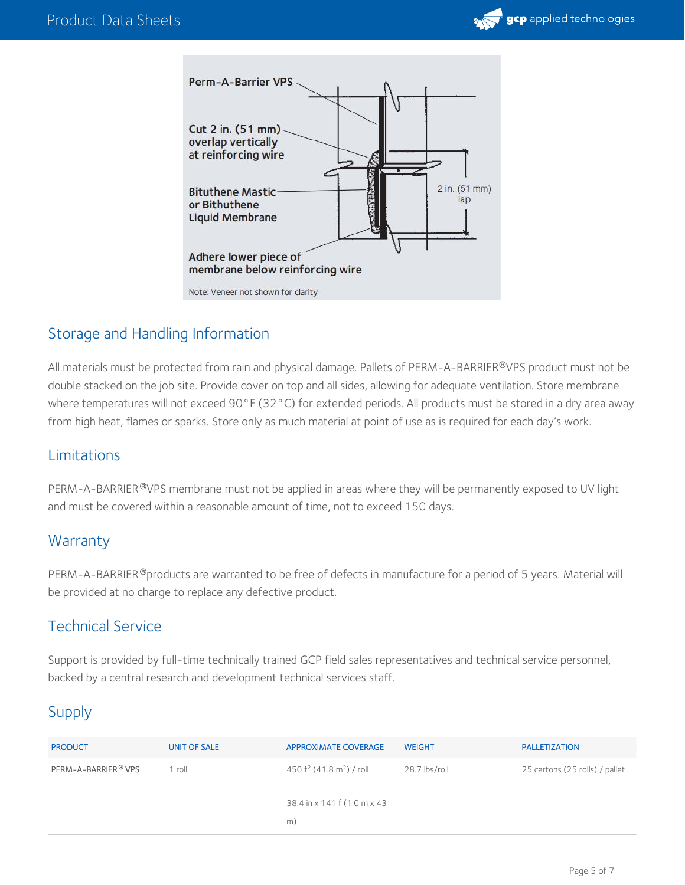Perm-A-Barrier VPS

Cut 2 in. (51 mm) overlap vertically at reinforcing wire

Bituthene Mastic or Bithuthene Liquid Membrane

Adhere lower piece of membrane below reinforcing wire

2 in. (51 mm) lap

Note: Veneer not shown for clarity

## Storage and Handling Information

All materials must be protected from rain and physical damage. Pallets of PERM-A-BARRIER®VPS product must not be double stacked on the job site. Provide cover on top and all sides, allowing for adequate ventilation. Store membrane where temperatures will not exceed 90°F (32°C) for extended periods. All products must be stored in a dry area away from high heat, flames or sparks. Store only as much material at point of use as is required for each day's work.

## Limitations

PERM-A-BARRIER®VPS membrane must not be applied in areas where they will be permanently exposed to UV light and must be covered within a reasonable amount of time, not to exceed 150 days.

## Warranty

PERM-A-BARRIER®products are warranted to be free of defects in manufacture for a period of 5 years. Material will be provided at no charge to replace any defective product.

## Technical Service

Support is provided by full-time technically trained GCP field sales representatives and technical service personnel, backed by a central research and development technical services staff.

## Supply

| PRODUCT | UNIT OF SALE | APPROXIMATE COVERAGE | WEIGHT | PALLETIZATION |
|---|---|---|---|---|
| PERM-A-BARRIER® VPS | 1 roll | 450 f$^2$ (41.8 m$^2$) / roll<br><br>38.4 in x 141 f (1.0 m x 43 m) | 28.7 lbs/roll | 25 cartons (25 rolls) / pallet |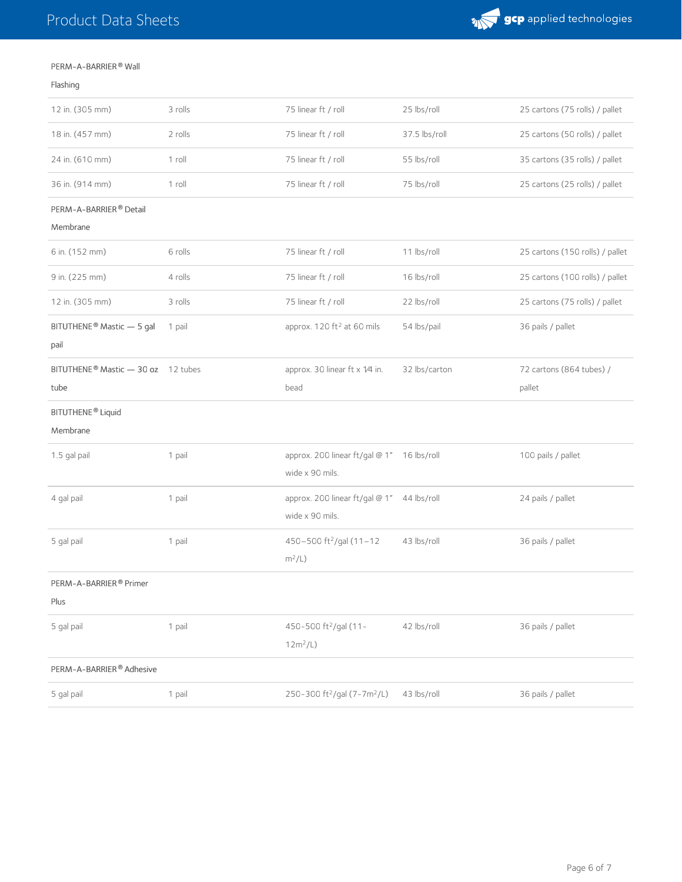| | | | | |
|---|---|---|---|---|
| PERM-A-BARRIER® Wall Flashing | | | | |
| 12 in. (305 mm) | 3 rolls | 75 linear ft / roll | 25 lbs/roll | 25 cartons (75 rolls) / pallet |
| 18 in. (457 mm) | 2 rolls | 75 linear ft / roll | 37.5 lbs/roll | 25 cartons (50 rolls) / pallet |
| 24 in. (610 mm) | 1 roll | 75 linear ft / roll | 55 lbs/roll | 35 cartons (35 rolls) / pallet |
| 36 in. (914 mm) | 1 roll | 75 linear ft / roll | 75 lbs/roll | 25 cartons (25 rolls) / pallet |
| PERM-A-BARRIER® Detail Membrane | | | | |
| 6 in. (152 mm) | 6 rolls | 75 linear ft / roll | 11 lbs/roll | 25 cartons (150 rolls) / pallet |
| 9 in. (225 mm) | 4 rolls | 75 linear ft / roll | 16 lbs/roll | 25 cartons (100 rolls) / pallet |
| 12 in. (305 mm) | 3 rolls | 75 linear ft / roll | 22 lbs/roll | 25 cartons (75 rolls) / pallet |
| BITUTHENE® Mastic — 5 gal pail | 1 pail | approx. 120 ft² at 60 mils | 54 lbs/pail | 36 pails / pallet |
| BITUTHENE® Mastic — 30 oz tube | 12 tubes | approx. 30 linear ft x 1⁄4 in. bead | 32 lbs/carton | 72 cartons (864 tubes) / pallet |
| BITUTHENE® Liquid Membrane | | | | |
| 1.5 gal pail | 1 pail | approx. 200 linear ft/gal @ 1" wide x 90 mils. | 16 lbs/roll | 100 pails / pallet |
| 4 gal pail | 1 pail | approx. 200 linear ft/gal @ 1" wide x 90 mils. | 44 lbs/roll | 24 pails / pallet |
| 5 gal pail | 1 pail | 450–500 ft²/gal (11–12 m²/L) | 43 lbs/roll | 36 pails / pallet |
| PERM-A-BARRIER® Primer Plus | | | | |
| 5 gal pail | 1 pail | 450-500 ft²/gal (11-12m²/L) | 42 lbs/roll | 36 pails / pallet |
| PERM-A-BARRIER® Adhesive | | | | |
| 5 gal pail | 1 pail | 250-300 ft²/gal (7-7m²/L) | 43 lbs/roll | 36 pails / pallet |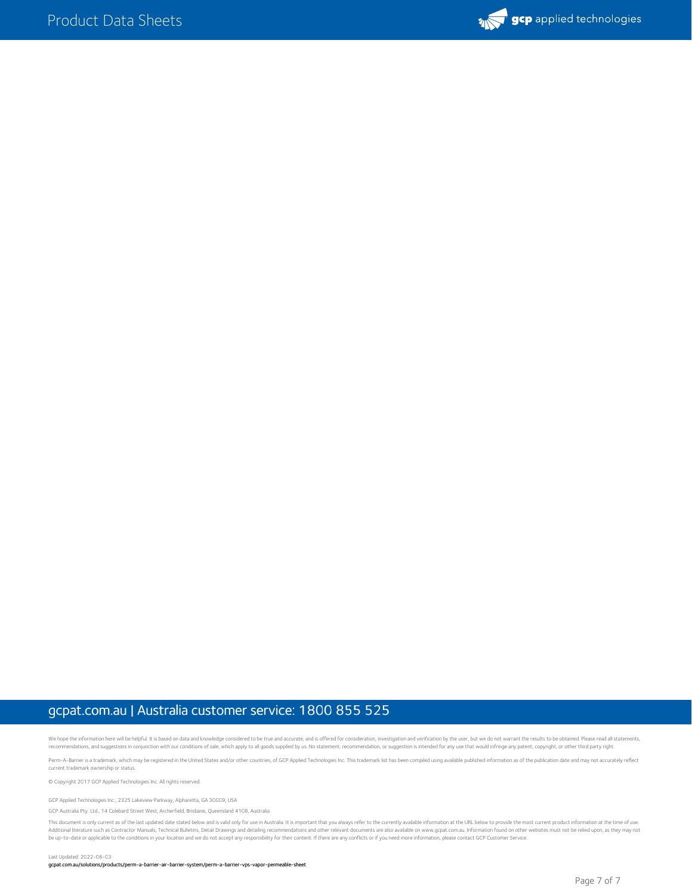gcpat.com.au | Australia customer service: 1800 855 525

We hope the information here will be helpful. It is based on data and knowledge considered to be true and accurate, and is offered for consideration, investigation and verification by the user, but we do not warrant the results to be obtained. Please read all statements, recommendations, and suggestions in conjunction with our conditions of sale, which apply to all goods supplied by us. No statement, recommendation, or suggestion is intended for any use that would infringe any patent, copyright, or other third party right.

Perm-A-Barrier is a trademark, which may be registered in the United States and/or other countries, of GCP Applied Technologies Inc. This trademark list has been compiled using available published information as of the publication date and may not accurately reflect current trademark ownership or status.

© Copyright 2017 GCP Applied Technologies Inc. All rights reserved.

GCP Applied Technologies Inc., 2325 Lakeview Parkway, Alpharetta, GA 30009, USA

GCP Australia Pty. Ltd., 14 Colebard Street West, Archerfield, Brisbane, Queensland 4108, Australia

This document is only current as of the last updated date stated below and is valid only for use in Australia. It is important that you always refer to the currently available information at the URL below to provide the most current product information at the time of use. Additional literature such as Contractor Manuals, Technical Bulletins, Detail Drawings and detailing recommendations and other relevant documents are also available on www.gcpat.com.au. Information found on other websites must not be relied upon, as they may not be up-to-date or applicable to the conditions in your location and we do not accept any responsibility for their content. If there are any conflicts or if you need more information, please contact GCP Customer Service.

Last Updated: 2022-06-03

gcpat.com.au/solutions/products/perm-a-barrier-air-barrier-system/perm-a-barrier-vps-vapor-permeable-sheet